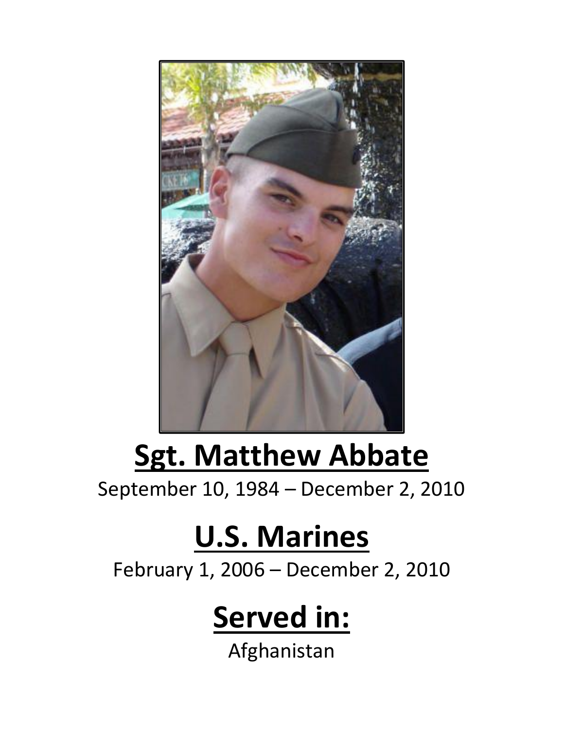# Sgt. Matthew Abbate

September 10, 1984 – December 2, 2010

# U.S. Marines

February 1, 2006 – December 2, 2010

# Served in:

Afghanistan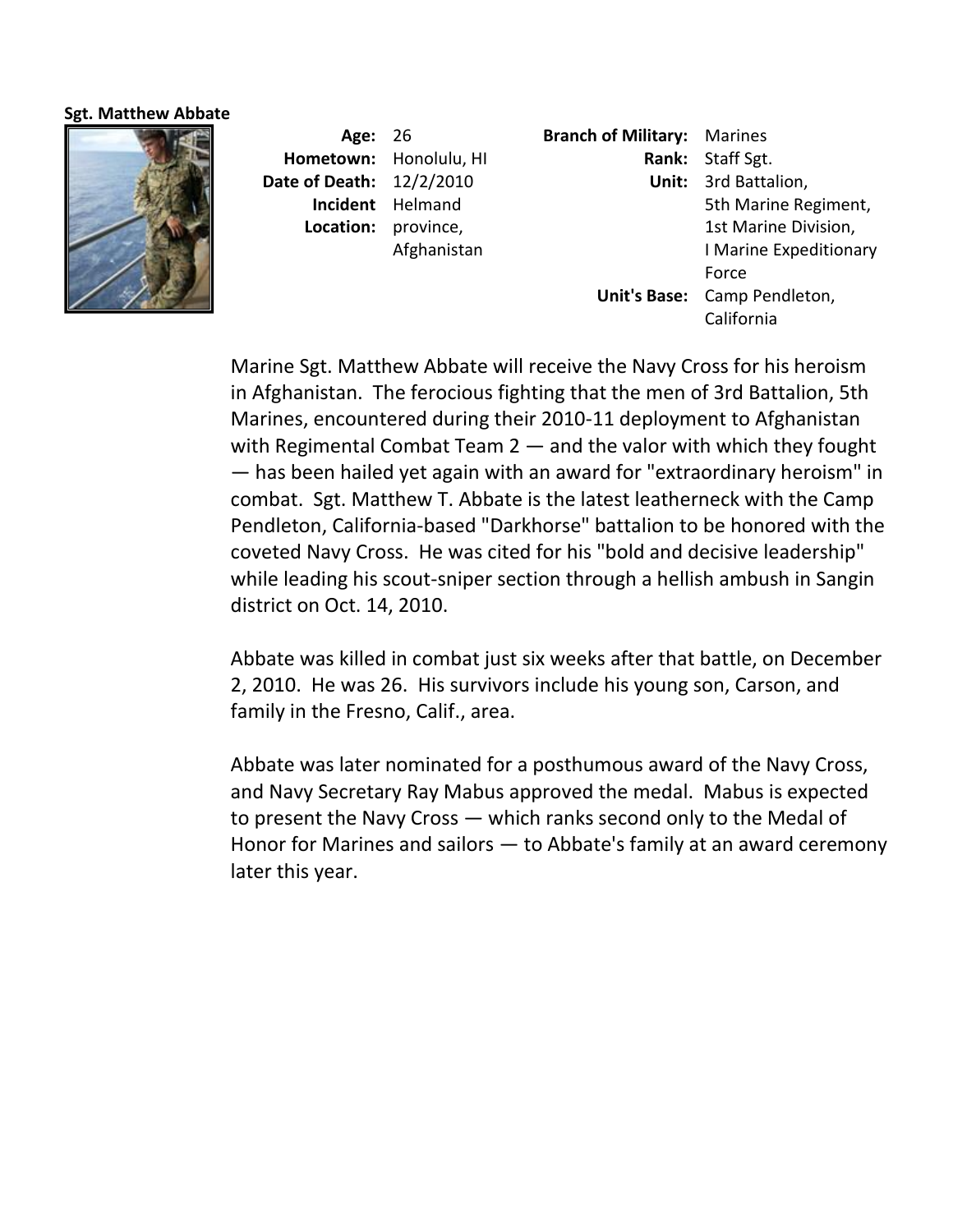**Sgt. Matthew Abbate**

| | | | |
|---|---|---|---|
| **Age:** | 26 | **Branch of Military:** | Marines |
| **Hometown:** | Honolulu, HI | **Rank:** | Staff Sgt. |
| **Date of Death:** | 12/2/2010 | **Unit:** | 3rd Battalion, 5th Marine Regiment, 1st Marine Division, I Marine Expeditionary Force |
| **Incident Location:** | Helmand province, Afghanistan | **Unit's Base:** | Camp Pendleton, California |

Marine Sgt. Matthew Abbate will receive the Navy Cross for his heroism in Afghanistan. The ferocious fighting that the men of 3rd Battalion, 5th Marines, encountered during their 2010-11 deployment to Afghanistan with Regimental Combat Team 2 — and the valor with which they fought — has been hailed yet again with an award for "extraordinary heroism" in combat. Sgt. Matthew T. Abbate is the latest leatherneck with the Camp Pendleton, California-based "Darkhorse" battalion to be honored with the coveted Navy Cross. He was cited for his "bold and decisive leadership" while leading his scout-sniper section through a hellish ambush in Sangin district on Oct. 14, 2010.

Abbate was killed in combat just six weeks after that battle, on December 2, 2010. He was 26. His survivors include his young son, Carson, and family in the Fresno, Calif., area.

Abbate was later nominated for a posthumous award of the Navy Cross, and Navy Secretary Ray Mabus approved the medal. Mabus is expected to present the Navy Cross — which ranks second only to the Medal of Honor for Marines and sailors — to Abbate's family at an award ceremony later this year.